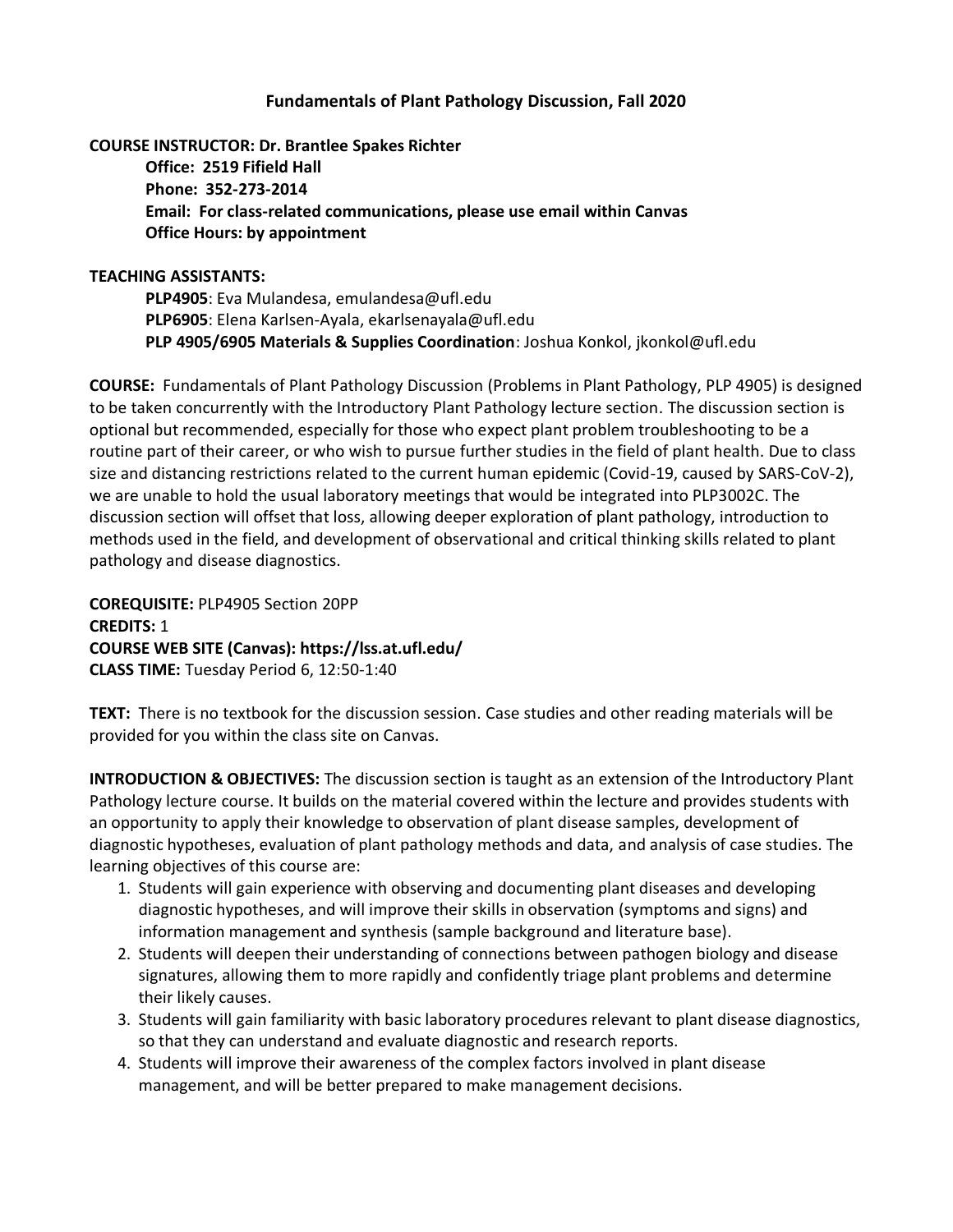# Fundamentals of Plant Pathology Discussion, Fall 2020

**COURSE INSTRUCTOR: Dr. Brantlee Spakes Richter**

**Office: 2519 Fifield Hall**
**Phone: 352-273-2014**
**Email: For class-related communications, please use email within Canvas**
**Office Hours: by appointment**

**TEACHING ASSISTANTS:**

**PLP4905**: Eva Mulandesa, emulandesa@ufl.edu
**PLP6905**: Elena Karlsen-Ayala, ekarlsenayala@ufl.edu
**PLP 4905/6905 Materials & Supplies Coordination**: Joshua Konkol, jkonkol@ufl.edu

**COURSE:** Fundamentals of Plant Pathology Discussion (Problems in Plant Pathology, PLP 4905) is designed to be taken concurrently with the Introductory Plant Pathology lecture section. The discussion section is optional but recommended, especially for those who expect plant problem troubleshooting to be a routine part of their career, or who wish to pursue further studies in the field of plant health. Due to class size and distancing restrictions related to the current human epidemic (Covid-19, caused by SARS-CoV-2), we are unable to hold the usual laboratory meetings that would be integrated into PLP3002C. The discussion section will offset that loss, allowing deeper exploration of plant pathology, introduction to methods used in the field, and development of observational and critical thinking skills related to plant pathology and disease diagnostics.

**COREQUISITE:** PLP4905 Section 20PP
**CREDITS:** 1
**COURSE WEB SITE (Canvas): https://lss.at.ufl.edu/**
**CLASS TIME:** Tuesday Period 6, 12:50-1:40

**TEXT:** There is no textbook for the discussion session. Case studies and other reading materials will be provided for you within the class site on Canvas.

**INTRODUCTION & OBJECTIVES:** The discussion section is taught as an extension of the Introductory Plant Pathology lecture course. It builds on the material covered within the lecture and provides students with an opportunity to apply their knowledge to observation of plant disease samples, development of diagnostic hypotheses, evaluation of plant pathology methods and data, and analysis of case studies. The learning objectives of this course are:

1. Students will gain experience with observing and documenting plant diseases and developing diagnostic hypotheses, and will improve their skills in observation (symptoms and signs) and information management and synthesis (sample background and literature base).
2. Students will deepen their understanding of connections between pathogen biology and disease signatures, allowing them to more rapidly and confidently triage plant problems and determine their likely causes.
3. Students will gain familiarity with basic laboratory procedures relevant to plant disease diagnostics, so that they can understand and evaluate diagnostic and research reports.
4. Students will improve their awareness of the complex factors involved in plant disease management, and will be better prepared to make management decisions.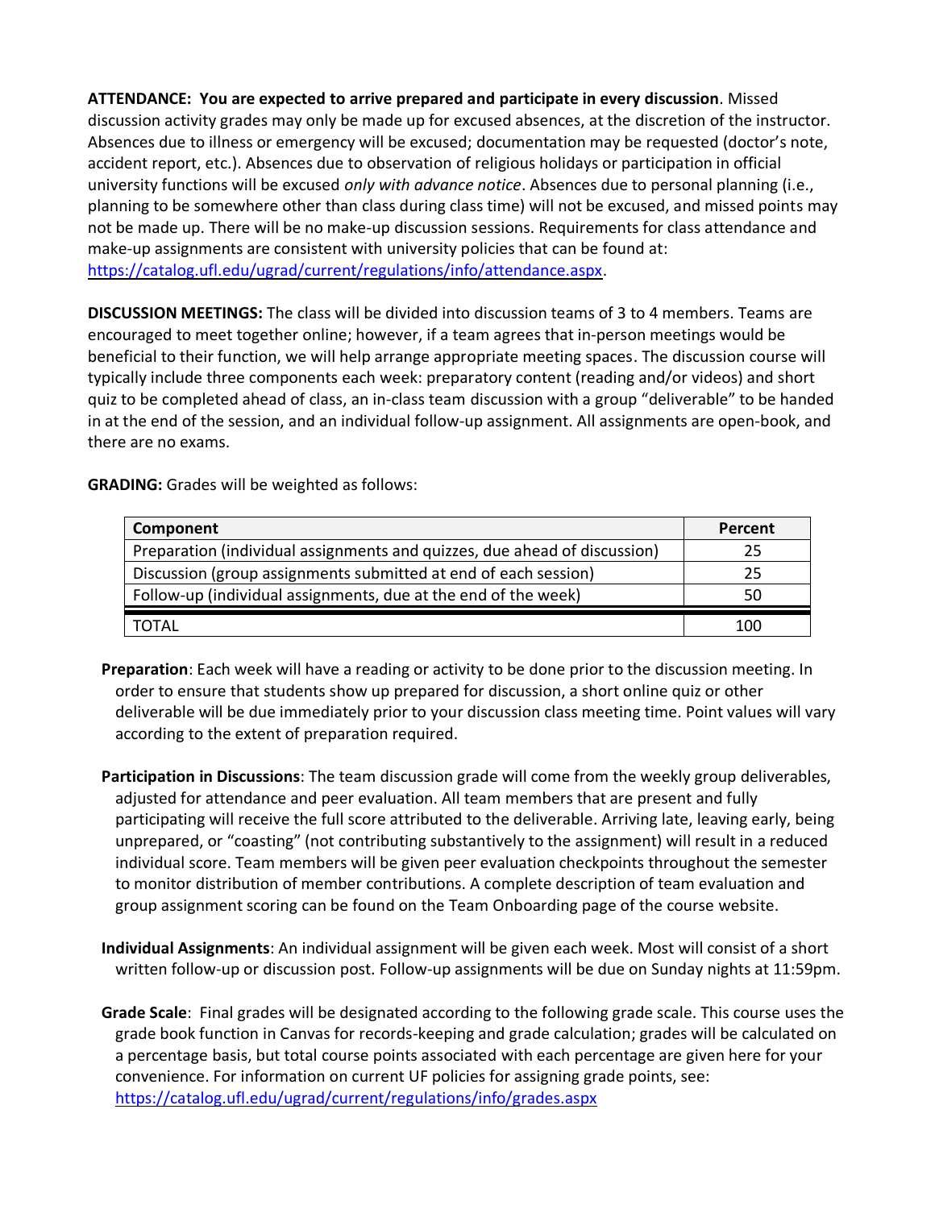**ATTENDANCE: You are expected to arrive prepared and participate in every discussion**. Missed discussion activity grades may only be made up for excused absences, at the discretion of the instructor. Absences due to illness or emergency will be excused; documentation may be requested (doctor's note, accident report, etc.). Absences due to observation of religious holidays or participation in official university functions will be excused *only with advance notice*. Absences due to personal planning (i.e., planning to be somewhere other than class during class time) will not be excused, and missed points may not be made up. There will be no make-up discussion sessions. Requirements for class attendance and make-up assignments are consistent with university policies that can be found at: https://catalog.ufl.edu/ugrad/current/regulations/info/attendance.aspx.

**DISCUSSION MEETINGS:** The class will be divided into discussion teams of 3 to 4 members. Teams are encouraged to meet together online; however, if a team agrees that in-person meetings would be beneficial to their function, we will help arrange appropriate meeting spaces. The discussion course will typically include three components each week: preparatory content (reading and/or videos) and short quiz to be completed ahead of class, an in-class team discussion with a group "deliverable" to be handed in at the end of the session, and an individual follow-up assignment. All assignments are open-book, and there are no exams.

**GRADING:** Grades will be weighted as follows:

| Component | Percent |
|---|---|
| Preparation (individual assignments and quizzes, due ahead of discussion) | 25 |
| Discussion (group assignments submitted at end of each session) | 25 |
| Follow-up (individual assignments, due at the end of the week) | 50 |
| TOTAL | 100 |

**Preparation**: Each week will have a reading or activity to be done prior to the discussion meeting. In order to ensure that students show up prepared for discussion, a short online quiz or other deliverable will be due immediately prior to your discussion class meeting time. Point values will vary according to the extent of preparation required.

**Participation in Discussions**: The team discussion grade will come from the weekly group deliverables, adjusted for attendance and peer evaluation. All team members that are present and fully participating will receive the full score attributed to the deliverable. Arriving late, leaving early, being unprepared, or "coasting" (not contributing substantively to the assignment) will result in a reduced individual score. Team members will be given peer evaluation checkpoints throughout the semester to monitor distribution of member contributions. A complete description of team evaluation and group assignment scoring can be found on the Team Onboarding page of the course website.

**Individual Assignments**: An individual assignment will be given each week. Most will consist of a short written follow-up or discussion post. Follow-up assignments will be due on Sunday nights at 11:59pm.

**Grade Scale**: Final grades will be designated according to the following grade scale. This course uses the grade book function in Canvas for records-keeping and grade calculation; grades will be calculated on a percentage basis, but total course points associated with each percentage are given here for your convenience. For information on current UF policies for assigning grade points, see: https://catalog.ufl.edu/ugrad/current/regulations/info/grades.aspx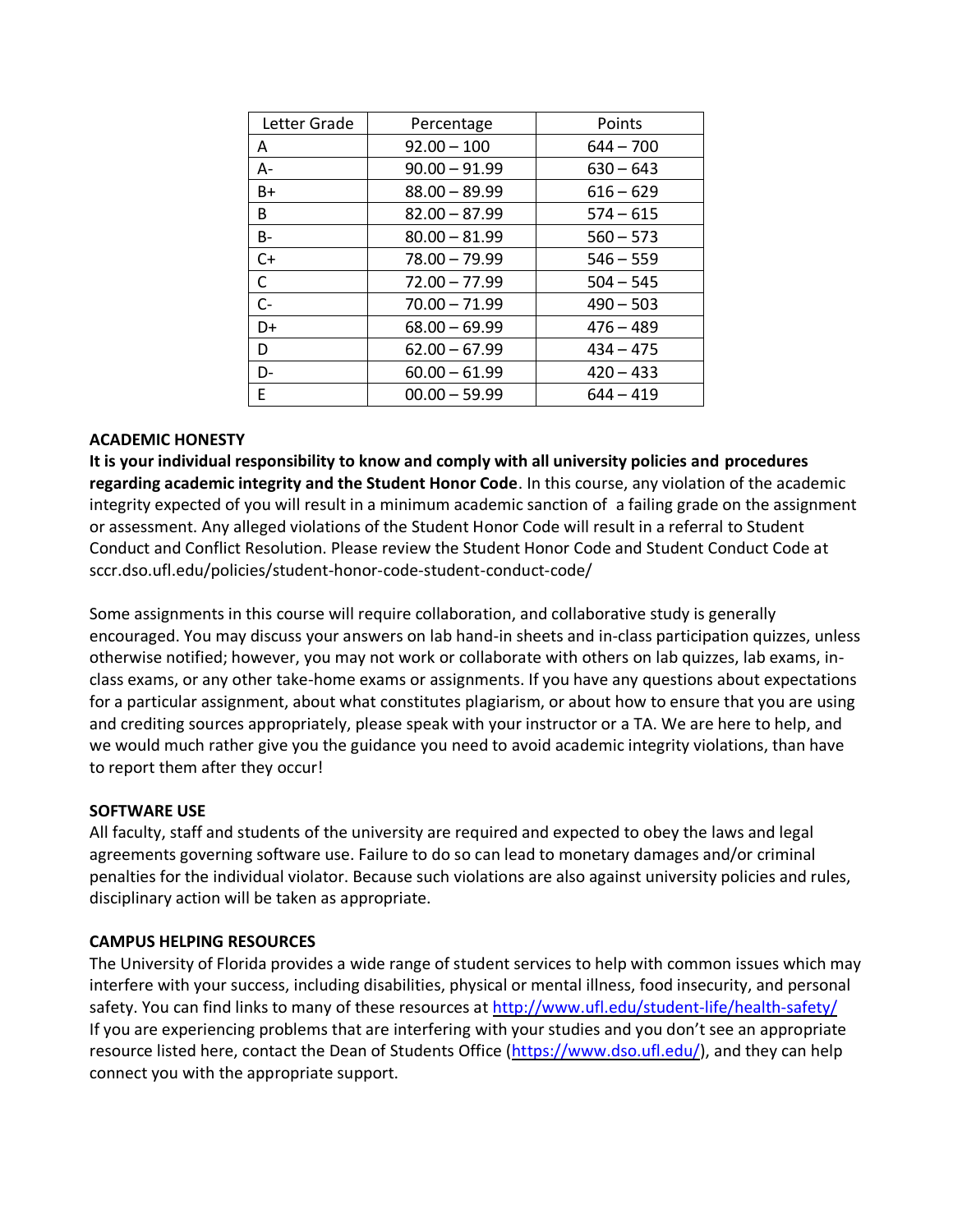| Letter Grade | Percentage | Points |
| --- | --- | --- |
| A | 92.00 – 100 | 644 – 700 |
| A- | 90.00 – 91.99 | 630 – 643 |
| B+ | 88.00 – 89.99 | 616 – 629 |
| B | 82.00 – 87.99 | 574 – 615 |
| B- | 80.00 – 81.99 | 560 – 573 |
| C+ | 78.00 – 79.99 | 546 – 559 |
| C | 72.00 – 77.99 | 504 – 545 |
| C- | 70.00 – 71.99 | 490 – 503 |
| D+ | 68.00 – 69.99 | 476 – 489 |
| D | 62.00 – 67.99 | 434 – 475 |
| D- | 60.00 – 61.99 | 420 – 433 |
| E | 00.00 – 59.99 | 644 – 419 |

**ACADEMIC HONESTY**

**It is your individual responsibility to know and comply with all university policies and procedures regarding academic integrity and the Student Honor Code**. In this course, any violation of the academic integrity expected of you will result in a minimum academic sanction of a failing grade on the assignment or assessment. Any alleged violations of the Student Honor Code will result in a referral to Student Conduct and Conflict Resolution. Please review the Student Honor Code and Student Conduct Code at sccr.dso.ufl.edu/policies/student-honor-code-student-conduct-code/

Some assignments in this course will require collaboration, and collaborative study is generally encouraged. You may discuss your answers on lab hand-in sheets and in-class participation quizzes, unless otherwise notified; however, you may not work or collaborate with others on lab quizzes, lab exams, in-class exams, or any other take-home exams or assignments. If you have any questions about expectations for a particular assignment, about what constitutes plagiarism, or about how to ensure that you are using and crediting sources appropriately, please speak with your instructor or a TA. We are here to help, and we would much rather give you the guidance you need to avoid academic integrity violations, than have to report them after they occur!

**SOFTWARE USE**

All faculty, staff and students of the university are required and expected to obey the laws and legal agreements governing software use. Failure to do so can lead to monetary damages and/or criminal penalties for the individual violator. Because such violations are also against university policies and rules, disciplinary action will be taken as appropriate.

**CAMPUS HELPING RESOURCES**

The University of Florida provides a wide range of student services to help with common issues which may interfere with your success, including disabilities, physical or mental illness, food insecurity, and personal safety. You can find links to many of these resources at http://www.ufl.edu/student-life/health-safety/ If you are experiencing problems that are interfering with your studies and you don't see an appropriate resource listed here, contact the Dean of Students Office (https://www.dso.ufl.edu/), and they can help connect you with the appropriate support.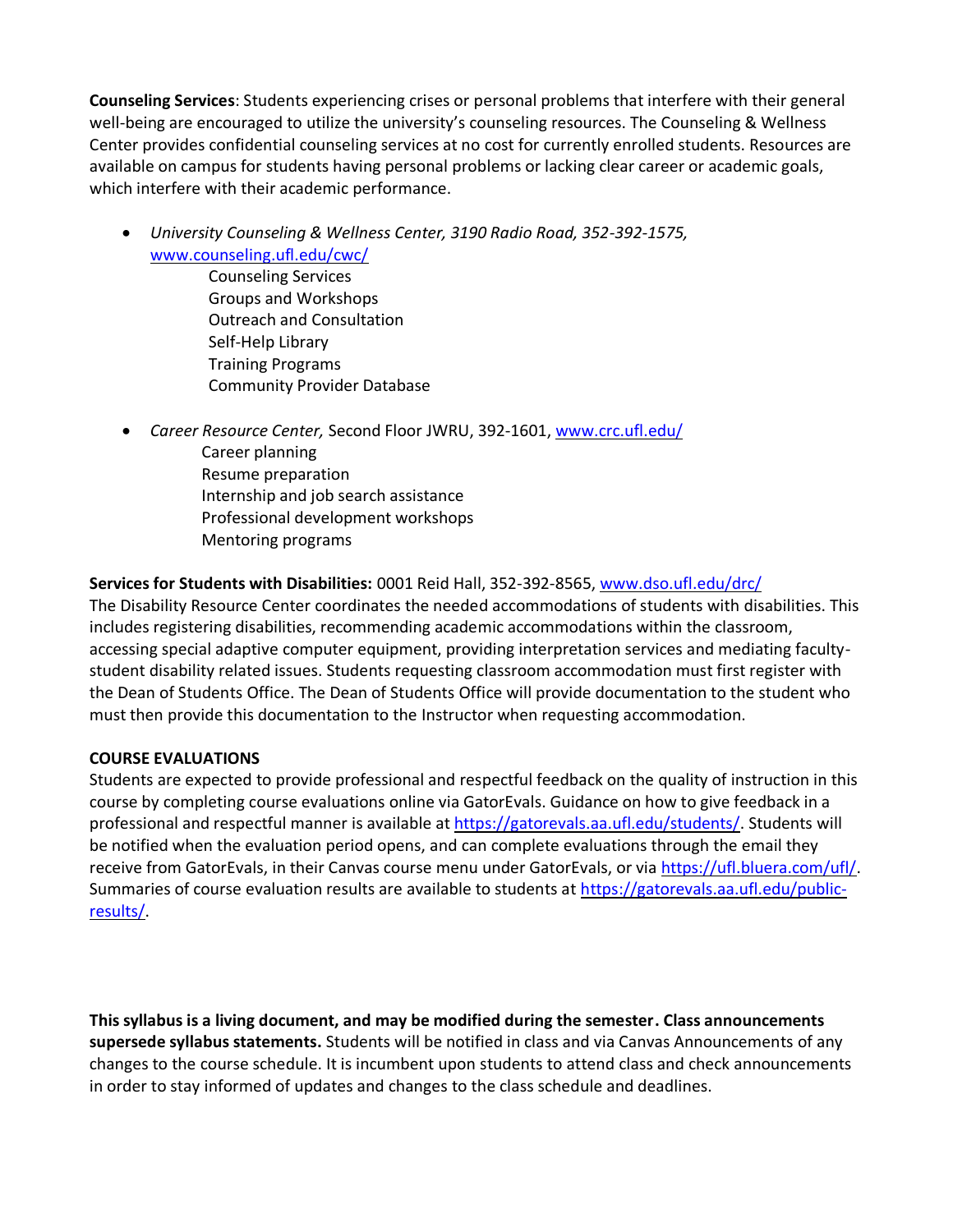**Counseling Services**: Students experiencing crises or personal problems that interfere with their general well-being are encouraged to utilize the university's counseling resources. The Counseling & Wellness Center provides confidential counseling services at no cost for currently enrolled students. Resources are available on campus for students having personal problems or lacking clear career or academic goals, which interfere with their academic performance.

- *University Counseling & Wellness Center, 3190 Radio Road, 352-392-1575,* [www.counseling.ufl.edu/cwc/](www.counseling.ufl.edu/cwc/)
  - Counseling Services
  - Groups and Workshops
  - Outreach and Consultation
  - Self-Help Library
  - Training Programs
  - Community Provider Database

- *Career Resource Center,* Second Floor JWRU, 392-1601, [www.crc.ufl.edu/](www.crc.ufl.edu/)
  - Career planning
  - Resume preparation
  - Internship and job search assistance
  - Professional development workshops
  - Mentoring programs

**Services for Students with Disabilities:** 0001 Reid Hall, 352-392-8565, [www.dso.ufl.edu/drc/](www.dso.ufl.edu/drc/)
The Disability Resource Center coordinates the needed accommodations of students with disabilities. This includes registering disabilities, recommending academic accommodations within the classroom, accessing special adaptive computer equipment, providing interpretation services and mediating faculty-student disability related issues. Students requesting classroom accommodation must first register with the Dean of Students Office. The Dean of Students Office will provide documentation to the student who must then provide this documentation to the Instructor when requesting accommodation.

**COURSE EVALUATIONS**
Students are expected to provide professional and respectful feedback on the quality of instruction in this course by completing course evaluations online via GatorEvals. Guidance on how to give feedback in a professional and respectful manner is available at [https://gatorevals.aa.ufl.edu/students/](https://gatorevals.aa.ufl.edu/students/). Students will be notified when the evaluation period opens, and can complete evaluations through the email they receive from GatorEvals, in their Canvas course menu under GatorEvals, or via [https://ufl.bluera.com/ufl/](https://ufl.bluera.com/ufl/). Summaries of course evaluation results are available to students at [https://gatorevals.aa.ufl.edu/public-results/](https://gatorevals.aa.ufl.edu/public-results/).

**This syllabus is a living document, and may be modified during the semester. Class announcements supersede syllabus statements.** Students will be notified in class and via Canvas Announcements of any changes to the course schedule. It is incumbent upon students to attend class and check announcements in order to stay informed of updates and changes to the class schedule and deadlines.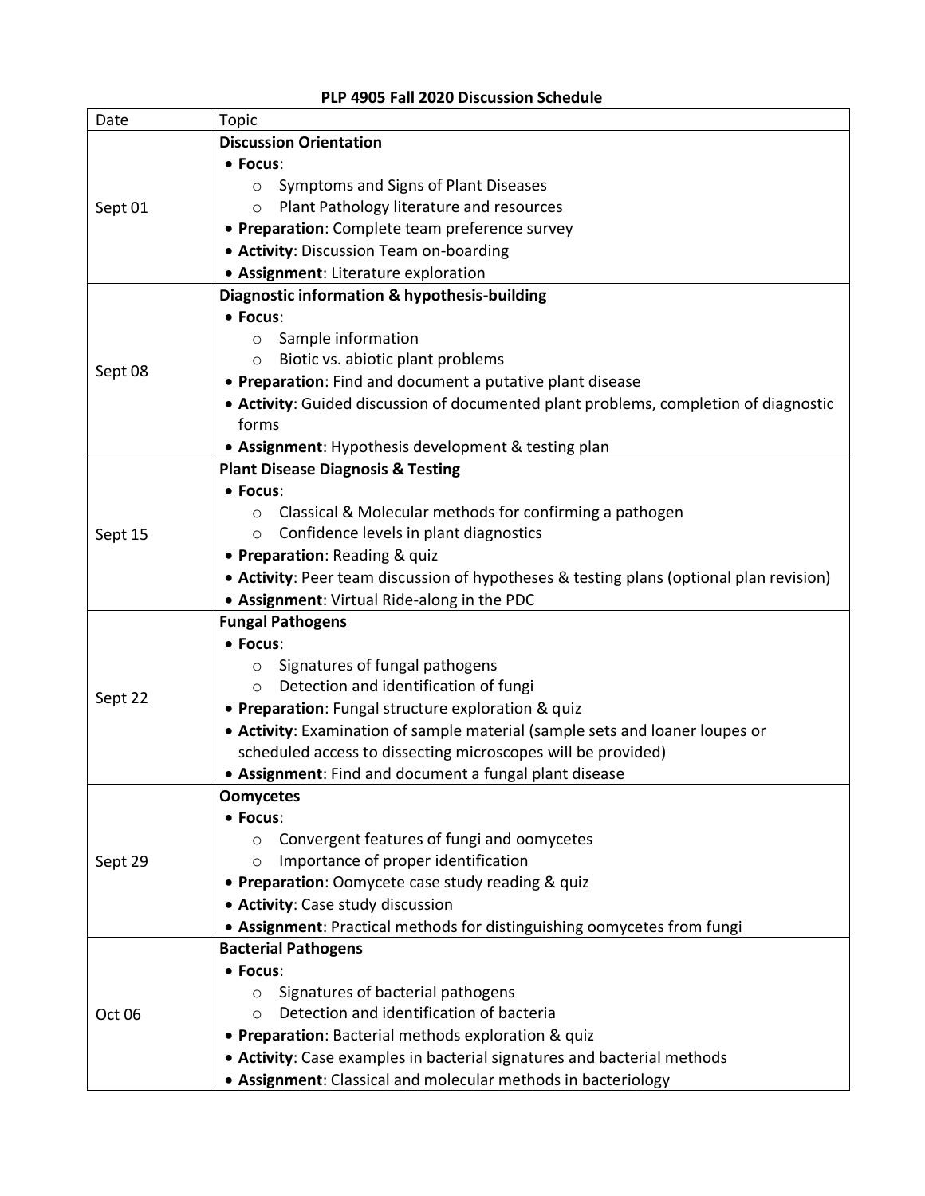**PLP 4905 Fall 2020 Discussion Schedule**

| Date | Topic |
|---|---|
| Sept 01 | **Discussion Orientation**<br>• **Focus**:<br>  ○ Symptoms and Signs of Plant Diseases<br>  ○ Plant Pathology literature and resources<br>• **Preparation**: Complete team preference survey<br>• **Activity**: Discussion Team on-boarding<br>• **Assignment**: Literature exploration |
| Sept 08 | **Diagnostic information & hypothesis-building**<br>• **Focus**:<br>  ○ Sample information<br>  ○ Biotic vs. abiotic plant problems<br>• **Preparation**: Find and document a putative plant disease<br>• **Activity**: Guided discussion of documented plant problems, completion of diagnostic forms<br>• **Assignment**: Hypothesis development & testing plan |
| Sept 15 | **Plant Disease Diagnosis & Testing**<br>• **Focus**:<br>  ○ Classical & Molecular methods for confirming a pathogen<br>  ○ Confidence levels in plant diagnostics<br>• **Preparation**: Reading & quiz<br>• **Activity**: Peer team discussion of hypotheses & testing plans (optional plan revision)<br>• **Assignment**: Virtual Ride-along in the PDC |
| Sept 22 | **Fungal Pathogens**<br>• **Focus**:<br>  ○ Signatures of fungal pathogens<br>  ○ Detection and identification of fungi<br>• **Preparation**: Fungal structure exploration & quiz<br>• **Activity**: Examination of sample material (sample sets and loaner loupes or scheduled access to dissecting microscopes will be provided)<br>• **Assignment**: Find and document a fungal plant disease |
| Sept 29 | **Oomycetes**<br>• **Focus**:<br>  ○ Convergent features of fungi and oomycetes<br>  ○ Importance of proper identification<br>• **Preparation**: Oomycete case study reading & quiz<br>• **Activity**: Case study discussion<br>• **Assignment**: Practical methods for distinguishing oomycetes from fungi |
| Oct 06 | **Bacterial Pathogens**<br>• **Focus**:<br>  ○ Signatures of bacterial pathogens<br>  ○ Detection and identification of bacteria<br>• **Preparation**: Bacterial methods exploration & quiz<br>• **Activity**: Case examples in bacterial signatures and bacterial methods<br>• **Assignment**: Classical and molecular methods in bacteriology |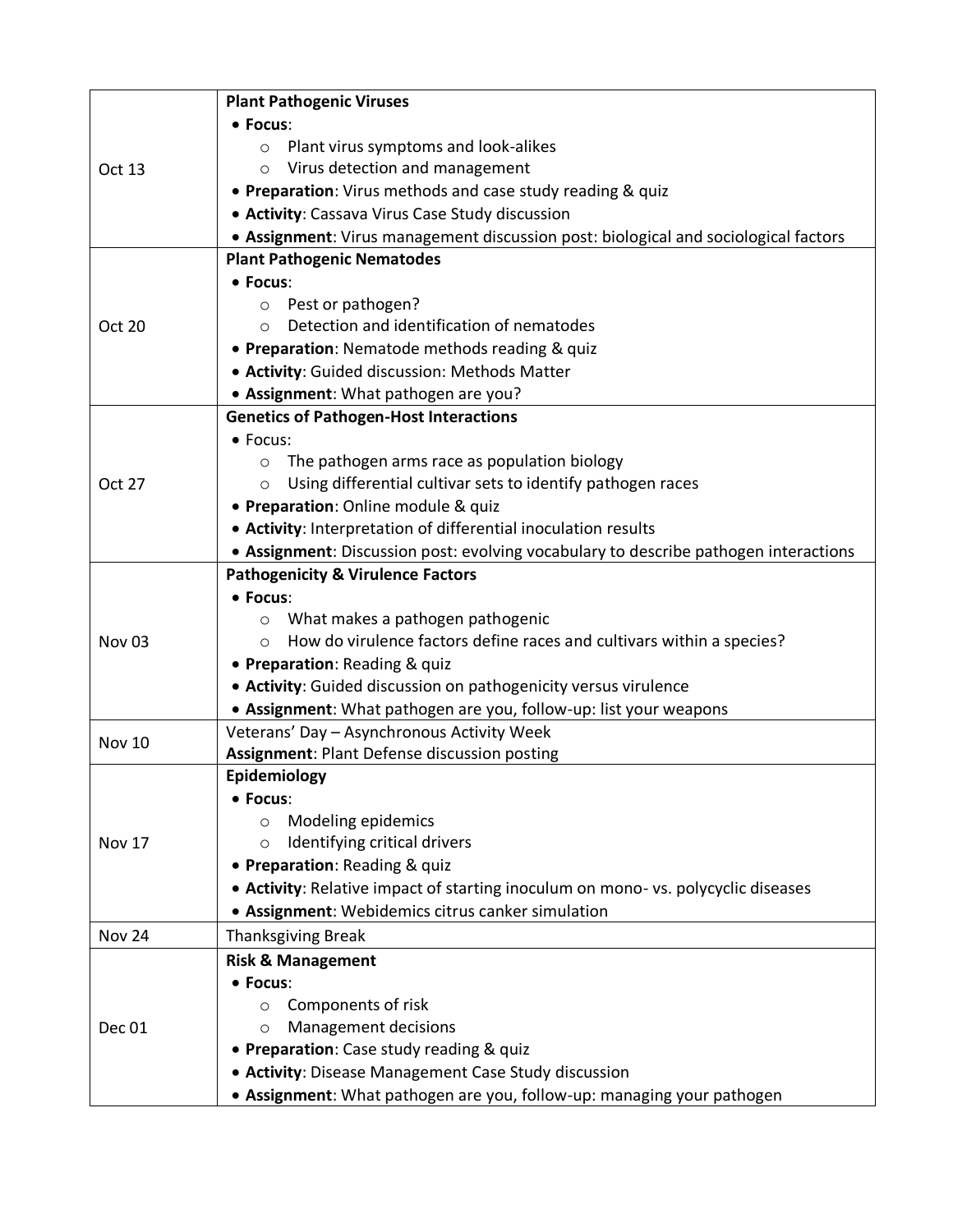| | |
|---|---|
| Oct 13 | **Plant Pathogenic Viruses**<br>• **Focus**:<br>  ○ Plant virus symptoms and look-alikes<br>  ○ Virus detection and management<br>• **Preparation**: Virus methods and case study reading & quiz<br>• **Activity**: Cassava Virus Case Study discussion<br>• **Assignment**: Virus management discussion post: biological and sociological factors |
| Oct 20 | **Plant Pathogenic Nematodes**<br>• **Focus**:<br>  ○ Pest or pathogen?<br>  ○ Detection and identification of nematodes<br>• **Preparation**: Nematode methods reading & quiz<br>• **Activity**: Guided discussion: Methods Matter<br>• **Assignment**: What pathogen are you? |
| Oct 27 | **Genetics of Pathogen-Host Interactions**<br>• Focus:<br>  ○ The pathogen arms race as population biology<br>  ○ Using differential cultivar sets to identify pathogen races<br>• **Preparation**: Online module & quiz<br>• **Activity**: Interpretation of differential inoculation results<br>• **Assignment**: Discussion post: evolving vocabulary to describe pathogen interactions |
| Nov 03 | **Pathogenicity & Virulence Factors**<br>• **Focus**:<br>  ○ What makes a pathogen pathogenic<br>  ○ How do virulence factors define races and cultivars within a species?<br>• **Preparation**: Reading & quiz<br>• **Activity**: Guided discussion on pathogenicity versus virulence<br>• **Assignment**: What pathogen are you, follow-up: list your weapons |
| Nov 10 | Veterans' Day – Asynchronous Activity Week<br>**Assignment**: Plant Defense discussion posting |
| Nov 17 | **Epidemiology**<br>• **Focus**:<br>  ○ Modeling epidemics<br>  ○ Identifying critical drivers<br>• **Preparation**: Reading & quiz<br>• **Activity**: Relative impact of starting inoculum on mono- vs. polycyclic diseases<br>• **Assignment**: Webidemics citrus canker simulation |
| Nov 24 | Thanksgiving Break |
| Dec 01 | **Risk & Management**<br>• **Focus**:<br>  ○ Components of risk<br>  ○ Management decisions<br>• **Preparation**: Case study reading & quiz<br>• **Activity**: Disease Management Case Study discussion<br>• **Assignment**: What pathogen are you, follow-up: managing your pathogen |